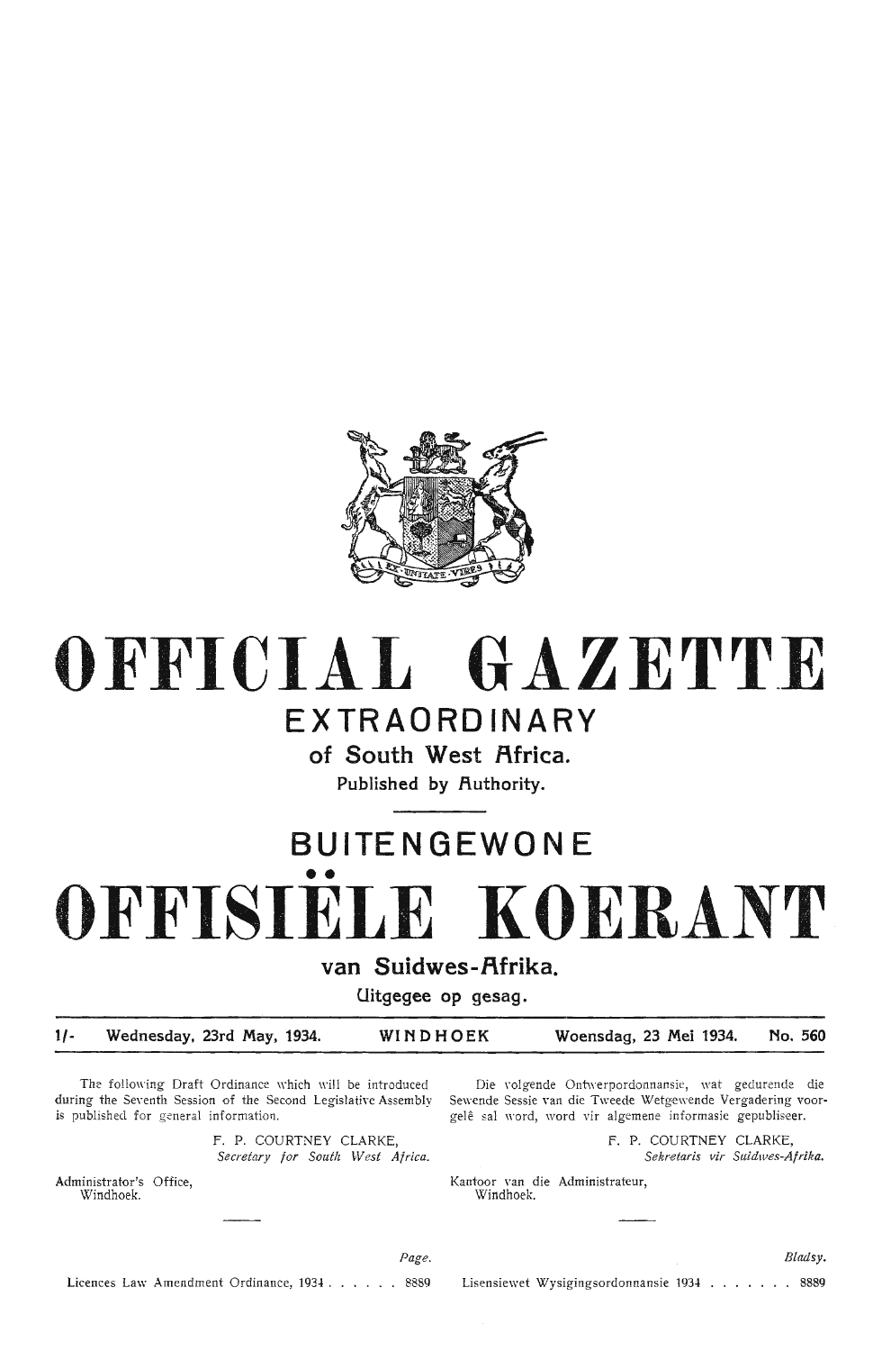# OFFICIAL GAZETTE

## EXTRAORDINARY

### of South West Africa.

Published by Authority.

## BUITENGEWONE

# OFFISIËLE KOERANT

### van Suidwes-Afrika.

Uitgegee op gesag.

1/- Wednesday, 23rd May, 1934. WINDHOEK Woensdag, 23 Mei 1934. No. 560

The following Draft Ordinance which will be introduced during the Seventh Session of the Second Legislative Assembly is published for general information.

F. P. COURTNEY CLARKE,
*Secretary for South West Africa.*

Administrator's Office,
Windhoek.

Die volgende Ontwerpordonnansie, wat gedurende die Sewende Sessie van die Tweede Wetgewende Vergadering voorgelê sal word, word vir algemene informasie gepubliseer.

F. P. COURTNEY CLARKE,
*Sekretaris vir Suidwes-Afrika.*

Kantoor van die Administrateur,
Windhoek.

| | *Page.* |
|---|---|
| Licences Law Amendment Ordinance, 1934 | 8889 |

| | *Bladsy.* |
|---|---|
| Lisensiewet Wysigingsordonnansie 1934 | 8889 |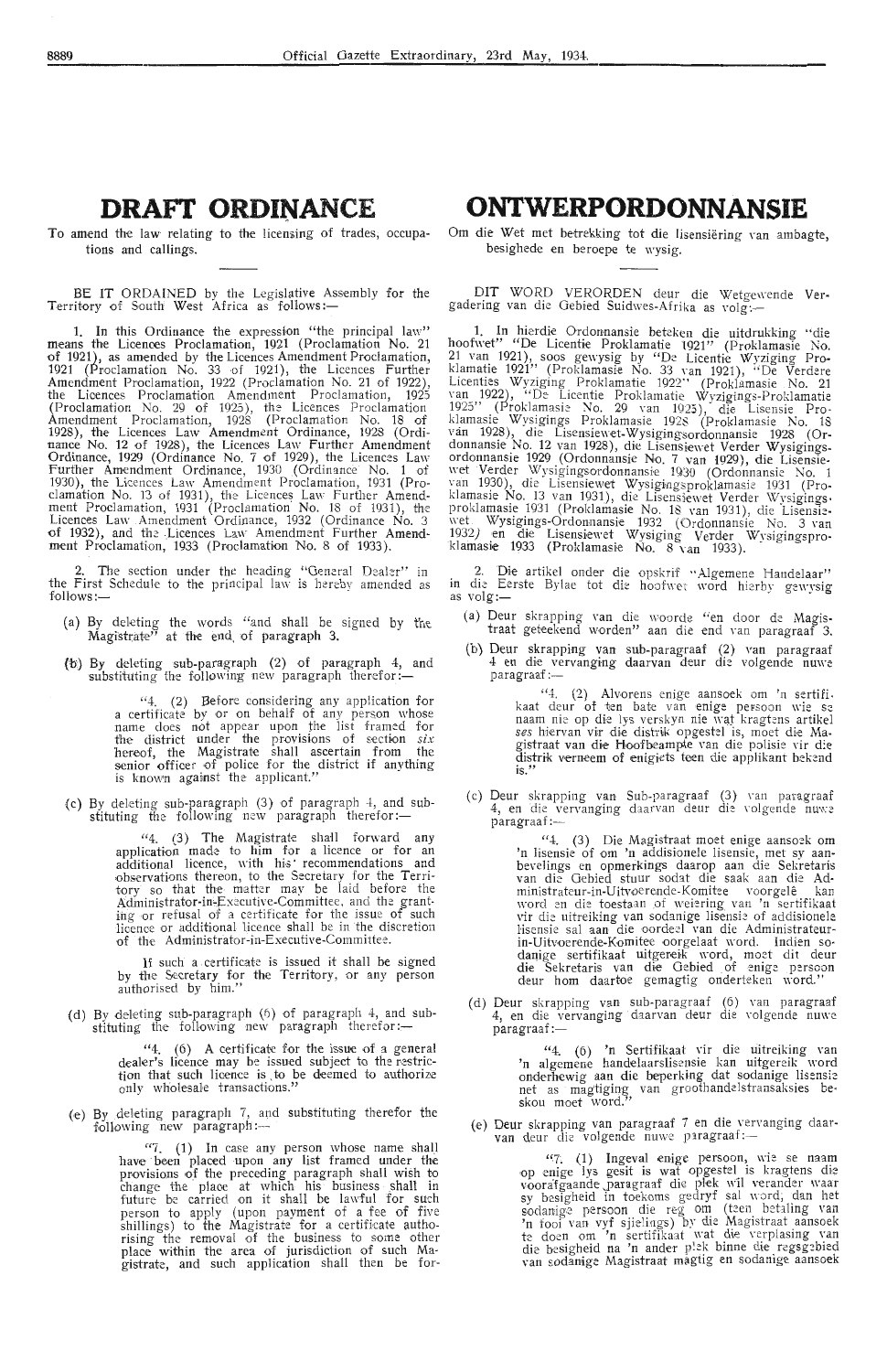# DRAFT ORDINANCE

To amend the law relating to the licensing of trades, occupations and callings.

BE IT ORDAINED by the Legislative Assembly for the Territory of South West Africa as follows:—

1. In this Ordinance the expression "the principal law" means the Licences Proclamation, 1921 (Proclamation No. 21 of 1921), as amended by the Licences Amendment Proclamation, 1921 (Proclamation No. 33 of 1921), the Licences Further Amendment Proclamation, 1922 (Proclamation No. 21 of 1922), the Licences Proclamation Amendment Proclamation, 1925 (Proclamation No. 29 of 1925), the Licences Proclamation Amendment Proclamation, 1928 (Proclamation No. 18 of 1928), the Licences Law Amendment Ordinance, 1928 (Ordinance No. 12 of 1928), the Licences Law Further Amendment Ordinance, 1929 (Ordinance No. 7 of 1929), the Licences Law Further Amendment Ordinance, 1930 (Ordinance No. 1 of 1930), the Licences Law Amendment Proclamation, 1931 (Proclamation No. 13 of 1931), the Licences Law Further Amendment Proclamation, 1931 (Proclamation No. 18 of 1931), the Licences Law Amendment Ordinance, 1932 (Ordinance No. 3 of 1932), and the Licences Law Amendment Further Amendment Proclamation, 1933 (Proclamation No. 8 of 1933).

2. The section under the heading "General Dealer" in the First Schedule to the principal law is hereby amended as follows:—

(a) By deleting the words "and shall be signed by the Magistrate" at the end of paragraph 3.

(b) By deleting sub-paragraph (2) of paragraph 4, and substituting the following new paragraph therefor:—

> "4. (2) Before considering any application for a certificate by or on behalf of any person whose name does not appear upon the list framed for the district under the provisions of section *six* hereof, the Magistrate shall ascertain from the senior officer of police for the district if anything is known against the applicant."

(c) By deleting sub-paragraph (3) of paragraph 4, and substituting the following new paragraph therefor:—

> "4. (3) The Magistrate shall forward any application made to him for a licence or for an additional licence, with his recommendations and observations thereon, to the Secretary for the Territory so that the matter may be laid before the Administrator-in-Executive-Committee, and the granting or refusal of a certificate for the issue of such licence or additional licence shall be in the discretion of the Administrator-in-Executive-Committee.
>
> If such a certificate is issued it shall be signed by the Secretary for the Territory, or any person authorised by him."

(d) By deleting sub-paragraph (6) of paragraph 4, and substituting the following new paragraph therefor:—

> "4. (6) A certificate for the issue of a general dealer's licence may be issued subject to the restriction that such licence is to be deemed to authorize only wholesale transactions."

(e) By deleting paragraph 7, and substituting therefor the following new paragraph:—

> "7. (1) In case any person whose name shall have been placed upon any list framed under the provisions of the preceding paragraph shall wish to change the place at which his business shall in future be carried on it shall be lawful for such person to apply (upon payment of a fee of five shillings) to the Magistrate for a certificate authorising the removal of the business to some other place within the area of jurisdiction of such Magistrate, and such application shall then be for-

# ONTWERPORDONNANSIE

Om die Wet met betrekking tot die lisensiëring van ambagte, besighede en beroepe te wysig.

DIT WORD VERORDEN deur die Wetgewende Vergadering van die Gebied Suidwes-Afrika as volg:—

1. In hierdie Ordonnansie beteken die uitdrukking "die hoofwet" "De Licentie Proklamatie 1921" (Proklamasie No. 21 van 1921), soos gewysig by "De Licentie Wyziging Proklamatie 1921" (Proklamasie No. 33 van 1921), "De Verdere Licenties Wyziging Proklamatie 1922" (Proklamasie No. 21 van 1922), "De Licentie Proklamatie Wyzigings-Proklamatie 1925" (Proklamasie No. 29 van 1925), die Lisensie Proklamasie Wysigings Proklamasie 1928 (Proklamasie No. 18 van 1928), die Lisensiewet-Wysigingsordonnansie 1928 (Ordonnansie No. 12 van 1928), die Lisensiewet Verder Wysigingsordonnansie 1929 (Ordonnansie No. 7 van 1929), die Lisensiewet Verder Wysigingsordonnansie 1930 (Ordonnansie No. 1 van 1930), die Lisensiewet Wysigingsproklamasie 1931 (Proklamasie No. 13 van 1931), die Lisensiewet Verder Wysigingsproklamasie 1931 (Proklamasie No. 18 van 1931), die Lisensiewet Wysigings-Ordonnansie 1932 (Ordonnansie No. 3 van 1932) en die Lisensiewet Wysiging Verder Wysigingsproklamasie 1933 (Proklamasie No. 8 van 1933).

2. Die artikel onder die opskrif "Algemene Handelaar" in die Eerste Bylae tot die hoofwet word hierby gewysig as volg:—

(a) Deur skrapping van die woorde "en door de Magistraat geteekend worden" aan die end van paragraaf 3.

(b) Deur skrapping van sub-paragraaf (2) van paragraaf 4 en die vervanging daarvan deur die volgende nuwe paragraaf:—

> "4. (2) Alvorens enige aansoek om 'n sertifikaat deur of ten bate van enige persoon wie se naam nie op die lys verskyn nie wat kragtens artikel *ses* hiervan vir die distrik opgestel is, moet die Magistraat van die Hoofbeampte van die polisie vir die distrik verneem of enigiets teen die applikant bekend is."

(c) Deur skrapping van Sub-paragraaf (3) van paragraaf 4, en die vervanging daarvan deur die volgende nuwe paragraaf:—

> "4. (3) Die Magistraat moet enige aansoek om 'n lisensie of om 'n addisionele lisensie, met sy aanbevelings en opmerkings daarop aan die Sekretaris van die Gebied stuur sodat die saak aan die Administrateur-in-Uitvoerende-Komitee voorgelê kan word en die toestaan of weiering van 'n sertifikaat vir die uitreiking van sodanige lisensie of addisionele lisensie sal aan die oordeel van die Administrateur-in-Uitvoerende-Komitee oorgelaat word. Indien sodanige sertifikaat uitgereik word, moet dit deur die Sekretaris van die Gebied of enige persoon deur hom daartoe gemagtig onderteken word."

(d) Deur skrapping van sub-paragraaf (6) van paragraaf 4, en die vervanging daarvan deur die volgende nuwe paragraaf:—

> "4. (6) 'n Sertifikaat vir die uitreiking van 'n algemene handelaarslisensie kan uitgereik word onderhewig aan die beperking dat sodanige lisensie net as magtiging van groothandelstransaksies beskou moet word."

(e) Deur skrapping van paragraaf 7 en die vervanging daarvan deur die volgende nuwe paragraaf:—

> "7. (1) Ingeval enige persoon, wie se naam op enige lys gesit is wat opgestel is kragtens die voorafgaande paragraaf die plek wil verander waar sy besigheid in toekoms gedryf sal word, dan het sodanige persoon die reg om (teen betaling van 'n fooi van vyf sjielings) by die Magistraat aansoek te doen om 'n sertifikaat wat die verplasing van die besigheid na 'n ander plek binne die regsgebied van sodanige Magistraat magtig en sodanige aansoek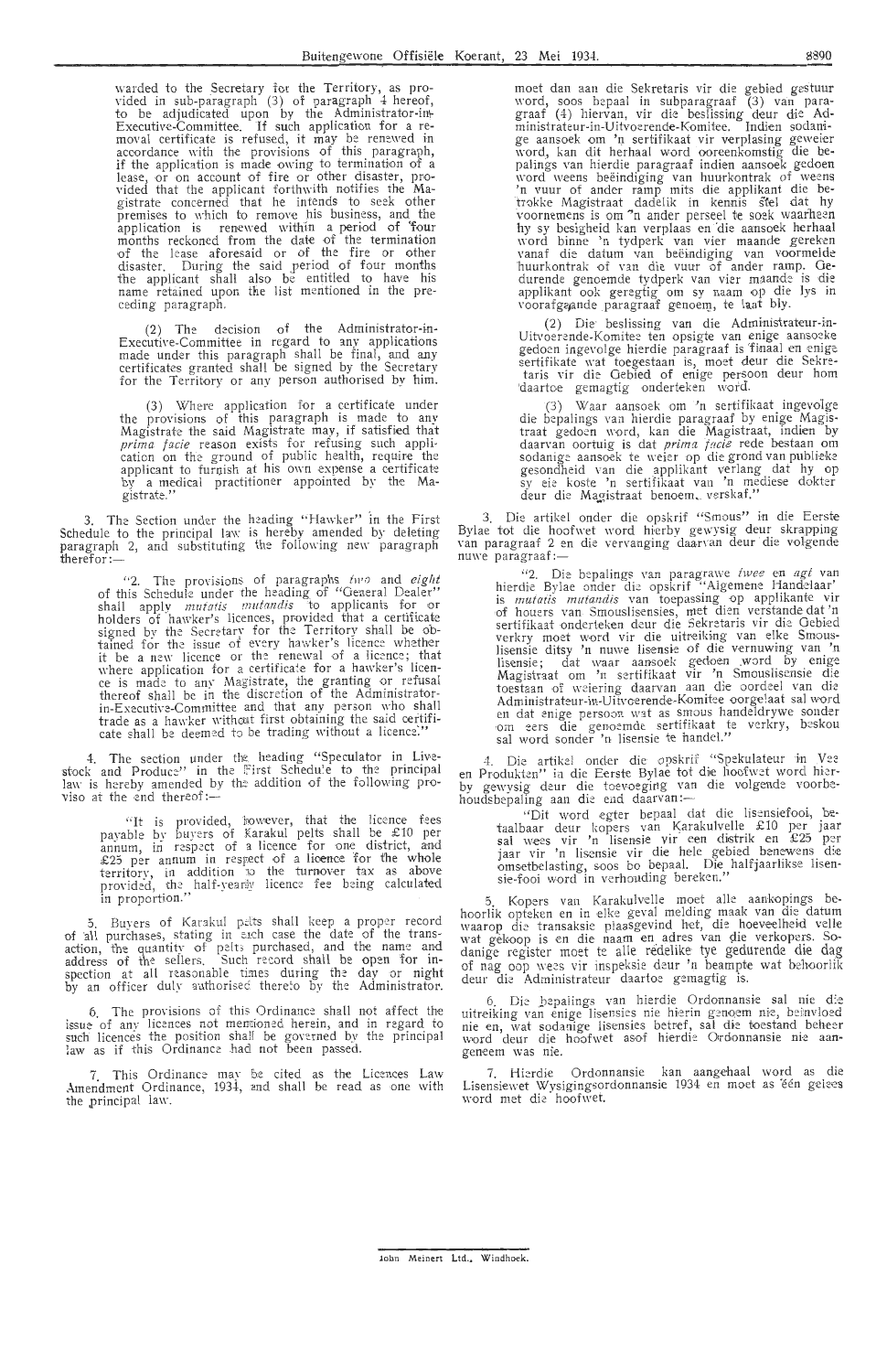warded to the Secretary for the Territory, as provided in sub-paragraph (3) of paragraph 4 hereof, to be adjudicated upon by the Administrator-in-Executive-Committee. If such application for a removal certificate is refused, it may be renewed in accordance with the provisions of this paragraph, if the application is made owing to termination of a lease, or on account of fire or other disaster, provided that the applicant forthwith notifies the Magistrate concerned that he intends to seek other premises to which to remove his business, and the application is renewed within a period of four months reckoned from the date of the termination of the lease aforesaid or of the fire or other disaster. During the said period of four months the applicant shall also be entitled to have his name retained upon the list mentioned in the preceding paragraph.

(2) The decision of the Administrator-in-Executive-Committee in regard to any applications made under this paragraph shall be final, and any certificates granted shall be signed by the Secretary for the Territory or any person authorised by him.

(3) Where application for a certificate under the provisions of this paragraph is made to any Magistrate the said Magistrate may, if satisfied that *prima facie* reason exists for refusing such application on the ground of public health, require the applicant to furnish at his own expense a certificate by a medical practitioner appointed by the Magistrate."

3. The Section under the heading "Hawker" in the First Schedule to the principal law is hereby amended by deleting paragraph 2, and substituting the following new paragraph therefor:—

> "2. The provisions of paragraphs *two* and *eight* of this Schedule under the heading of "General Dealer" shall apply *mutatis mutandis* to applicants for or holders of hawker's licences, provided that a certificate signed by the Secretary for the Territory shall be obtained for the issue of every hawker's licence whether it be a new licence or the renewal of a licence; that where application for a certificate for a hawker's licence is made to any Magistrate, the granting or refusal thereof shall be in the discretion of the Administrator-in-Executive-Committee and that any person who shall trade as a hawker without first obtaining the said certificate shall be deemed to be trading without a licence."

4. The section under the heading "Speculator in Livestock and Produce" in the First Schedule to the principal law is hereby amended by the addition of the following proviso at the end thereof:—

> "It is provided, however, that the licence fees payable by buyers of Karakul pelts shall be £10 per annum, in respect of a licence for one district, and £25 per annum in respect of a licence for the whole territory, in addition to the turnover tax as above provided, the half-yearly licence fee being calculated in proportion."

5. Buyers of Karakul pelts shall keep a proper record of all purchases, stating in each case the date of the transaction, the quantity of pelts purchased, and the name and address of the sellers. Such record shall be open for inspection at all reasonable times during the day or night by an officer duly authorised thereto by the Administrator.

6. The provisions of this Ordinance shall not affect the issue of any licences not mentioned herein, and in regard to such licences the position shall be governed by the principal law as if this Ordinance had not been passed.

7. This Ordinance may be cited as the Licences Law Amendment Ordinance, 1934, and shall be read as one with the principal law.

moet dan aan die Sekretaris vir die gebied gestuur word, soos bepaal in subparagraaf (3) van paragraaf (4) hiervan, vir die beslissing deur die Administrateur-in-Uitvoerende-Komitee. Indien sodanige aansoek om 'n sertifikaat vir verplasing geweier word, kan dit herhaal word ooreenkomstig die bepalings van hierdie paragraaf indien aansoek gedoen word weens beëindiging van huurkontrak of weens 'n vuur of ander ramp mits die applikant die betrokke Magistraat dadelik in kennis stel dat hy voornemens is om 'n ander perseel te soek waarheen hy sy besigheid kan verplaas en die aansoek herhaal word binne 'n tydperk van vier maande gereken vanaf die datum van beëindiging van voormelde huurkontrak of van die vuur of ander ramp. Gedurende genoemde tydperk van vier maande is die applikant ook geregtig om sy naam op die lys in voorafgaande paragraaf genoem, te laat bly.

(2) Die beslissing van die Administrateur-in-Uitvoerende-Komitee ten opsigte van enige aansoeke gedoen ingevolge hierdie paragraaf is finaal en enige sertifikate wat toegestaan is, moet deur die Sekretaris vir die Gebied of enige persoon deur hom daartoe gemagtig onderteken word.

(3) Waar aansoek om 'n sertifikaat ingevolge die bepalings van hierdie paragraaf by enige Magistraat gedoen word, kan die Magistraat, indien by daarvan oortuig is dat *prima facie* rede bestaan om sodanige aansoek te weier op die grond van publieke gesondheid van die applikant verlang dat hy op sy eie koste 'n sertifikaat van 'n mediese dokter deur die Magistraat benoem, verskaf."

3. Die artikel onder die opskrif "Smous" in die Eerste Bylae tot die hoofwet word hierby gewysig deur skrapping van paragraaf 2 en die vervanging daarvan deur die volgende nuwe paragraaf:—

> "2. Die bepalings van paragrawe *twee* en *agt* van hierdie Bylae onder die opskrif "Algemene Handelaar" is *mutatis mutandis* van toepassing op applikante vir of houers van Smouslisensies, met dien verstande dat 'n sertifikaat onderteken deur die Sekretaris vir die Gebied verkry moet word vir die uitreiking van elke Smouslisensie ditsy 'n nuwe lisensie of die vernuwing van 'n lisensie; dat waar aansoek gedoen word by enige Magistraat om 'n sertifikaat vir 'n Smouslisensie die toestaan of weiering daarvan aan die oordeel van die Administrateur-in-Uitvoerende-Komitee oorgelaat sal word en dat enige persoon wat as smous handeldrywe sonder om eers die genoemde sertifikaat te verkry, beskou sal word sonder 'n lisensie te handel."

4. Die artikel onder die opskrif "Spekulateur in Vee en Produkten" in die Eerste Bylae tot die hoofwet word hierby gewysig deur die toevoeging van die volgende voorbehoudsbepaling aan die end daarvan:—

> "Dit word egter bepaal dat die lisensiefooi, betaalbaar deur kopers van Karakulvelle £10 per jaar sal wees vir 'n lisensie vir een distrik en £25 per jaar vir 'n lisensie vir die hele gebied benewens die omsetbelasting, soos bo bepaal. Die halfjaarlikse lisensie-fooi word in verhouding bereken."

5. Kopers van Karakulvelle moet alle aankopings behoorlik opteken en in elke geval melding maak van die datum waarop die transaksie plaasgevind het, die hoeveelheid velle wat gekoop is en die naam en adres van die verkopers. Sodanige register moet te alle redelike tye gedurende die dag of nag oop wees vir inspeksie deur 'n beampte wat behoorlik deur die Administrateur daartoe gemagtig is.

6. Die bepalings van hierdie Ordonnansie sal nie die uitreiking van enige lisensies nie hierin genoem nie, beïnvloed nie en, wat sodanige lisensies betref, sal die toestand beheer word deur die hoofwet asof hierdie Ordonnansie nie aangeneem was nie.

7. Hierdie Ordonnansie kan aangehaal word as die Lisensiewet Wysigingsordonnansie 1934 en moet as één gelees word met die hoofwet.

John Meinert Ltd., Windhoek.